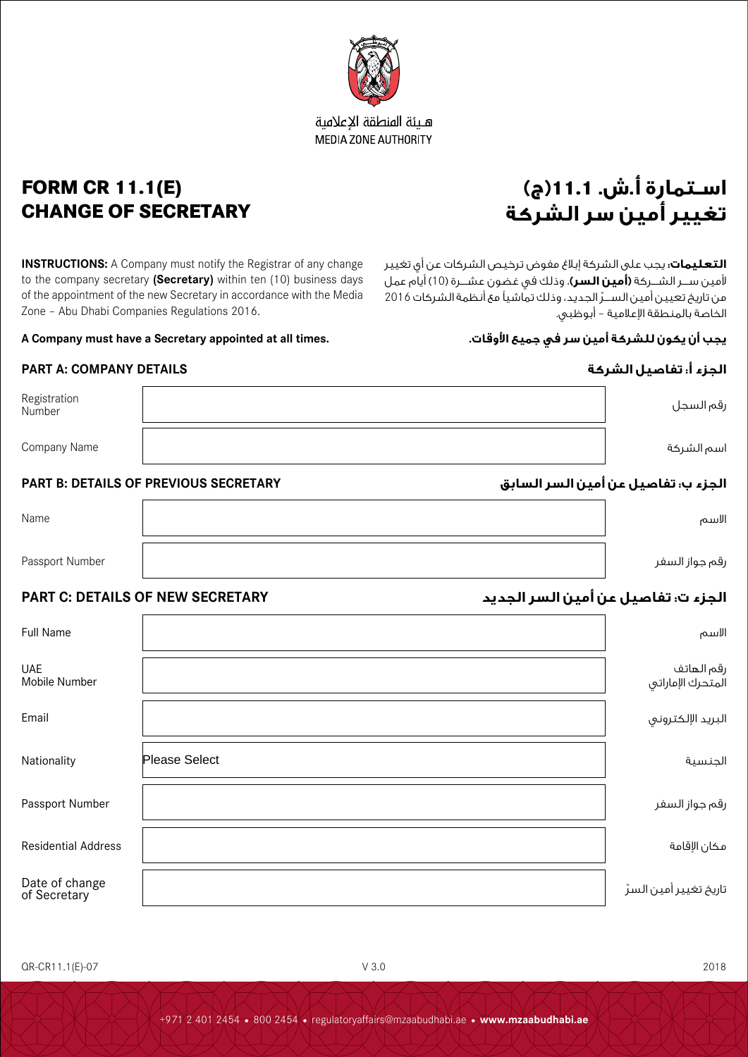هـيئة المنطقة الإعلامية
MEDIA ZONE AUTHORITY

# FORM CR 11.1(E)
# CHANGE OF SECRETARY

# اسـتمارة أ.ش. 11.1(ج)
# تغيير أمين سر الشركة

**INSTRUCTIONS:** A Company must notify the Registrar of any change to the company secretary **(Secretary)** within ten (10) business days of the appointment of the new Secretary in accordance with the Media Zone – Abu Dhabi Companies Regulations 2016.

**التعليمات:** يجب على الشركة إبلاغ مفوض ترخيص الشركات عن أي تغيير لأمين سـر الشـركة **(أمين السر)**، وذلك في غضون عشـرة (10) أيام عمل من تاريخ تعيين أمين السـرّ الجديد، وذلك تماشياً مع أنظمة الشركات 2016 الخاصة بالمنطقة الإعلامية – أبوظبي.

**A Company must have a Secretary appointed at all times.**

**يجب أن يكون للشركة أمين سر في جميع الأوقات.**

## PART A: COMPANY DETAILS — الجزء أ: تفاصيل الشركة

| | | |
|---|---|---|
| Registration Number | | رقم السجل |
| Company Name | | اسم الشركة |

## PART B: DETAILS OF PREVIOUS SECRETARY — الجزء ب: تفاصيل عن أمين السر السابق

| | | |
|---|---|---|
| Name | | الاسم |
| Passport Number | | رقم جواز السفر |

## PART C: DETAILS OF NEW SECRETARY — الجزء ت: تفاصيل عن أمين السر الجديد

| | | |
|---|---|---|
| Full Name | | الاسم |
| UAE Mobile Number | | رقم الهاتف المتحرك الإماراتي |
| Email | | البريد الإلكتروني |
| Nationality | Please Select | الجنسية |
| Passport Number | | رقم جواز السفر |
| Residential Address | | مكان الإقامة |
| Date of change of Secretary | | تاريخ تغيير أمين السرّ |

QR-CR11.1(E)-07 V 3.0 2018

+971 2 401 2454 • 800 2454 • regulatoryaffairs@mzaabudhabi.ae • **www.mzaabudhabi.ae**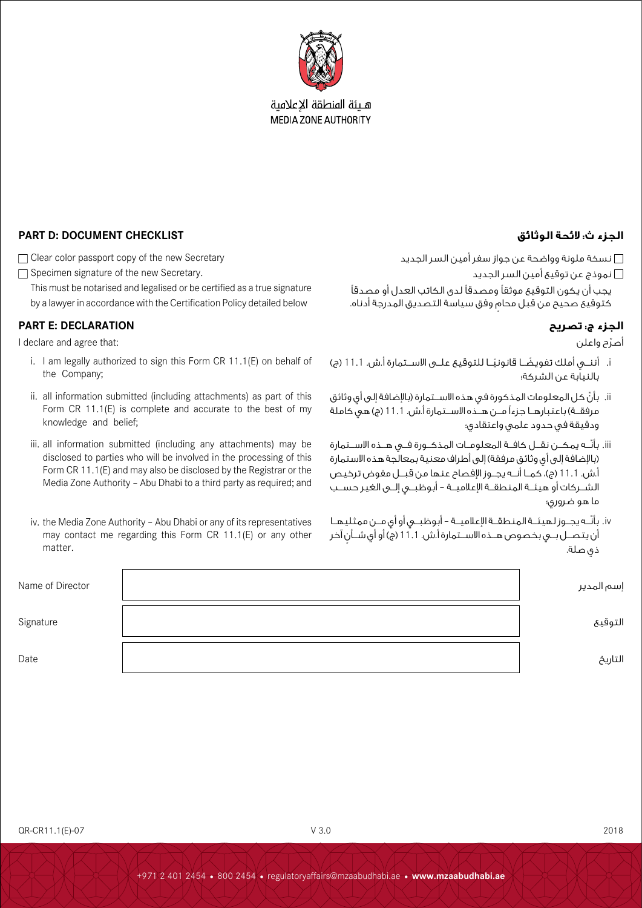هيئة المنطقة الإعلامية
MEDIA ZONE AUTHORITY

## PART D: DOCUMENT CHECKLIST

## الجزء ث: لائحة الوثائق

- ☐ Clear color passport copy of the new Secretary
- ☐ Specimen signature of the new Secretary.

  This must be notarised and legalised or be certified as a true signature by a lawyer in accordance with the Certification Policy detailed below

- ☐ نسخة ملونة وواضحة عن جواز سفر أمين السر الجديد
- ☐ نموذج عن توقيع أمين السر الجديد

  يجب أن يكون التوقيع موثقاً ومصدقاً لدى الكاتب العدل أو مصدقاً كتوقيع صحيح من قبل محامٍ وفق سياسة التصديق المدرجة أدناه.

## PART E: DECLARATION

## الجزء ج: تصريح

I declare and agree that:

i. I am legally authorized to sign this Form CR 11.1(E) on behalf of the Company;

ii. all information submitted (including attachments) as part of this Form CR 11.1(E) is complete and accurate to the best of my knowledge and belief;

iii. all information submitted (including any attachments) may be disclosed to parties who will be involved in the processing of this Form CR 11.1(E) and may also be disclosed by the Registrar or the Media Zone Authority – Abu Dhabi to a third party as required; and

iv. the Media Zone Authority – Abu Dhabi or any of its representatives may contact me regarding this Form CR 11.1(E) or any other matter.

أصرّح واعلن

i. أنني أملك تفويضاً قانونياً للتوقيع على الاستمارة أ.ش. 11.1 (ج) بالنيابة عن الشركة؛

ii. بأنّ كل المعلومات المذكورة في هذه الاستمارة (بالإضافة إلى أي وثائق مرفقة) باعتبارها جزءاً من هذه الاستمارة أ.ش. 11.1 (ج) هي كاملة ودقيقة في حدود علمي واعتقادي؛

iii. بأنّه يمكن نقل كافة المعلومات المذكورة في هذه الاستمارة (بالإضافة إلى أي وثائق مرفقة) إلى أطراف معنية بمعالجة هذه الاستمارة أ.ش. 11.1 (ج)، كما أنه يجوز الإفصاح عنها من قبل مفوض ترخيص الشركات أو هيئة المنطقة الإعلامية – أبوظبي إلى الغير حسب ما هو ضروري؛

iv. بأنّه يجوز لهيئة المنطقة الإعلامية – أبوظبي أو أي من ممثليها أن يتصل بي بخصوص هذه الاستمارة أ.ش. 11.1 (ج) أو أي شأنٍ آخر ذي صلة.

| Name of Director | | إسم المدير |
|---|---|---|
| Signature | | التوقيع |
| Date | | التاريخ |

QR-CR11.1(E)-07 V 3.0 2018

+971 2 401 2454 • 800 2454 • regulatoryaffairs@mzaabudhabi.ae • **www.mzaabudhabi.ae**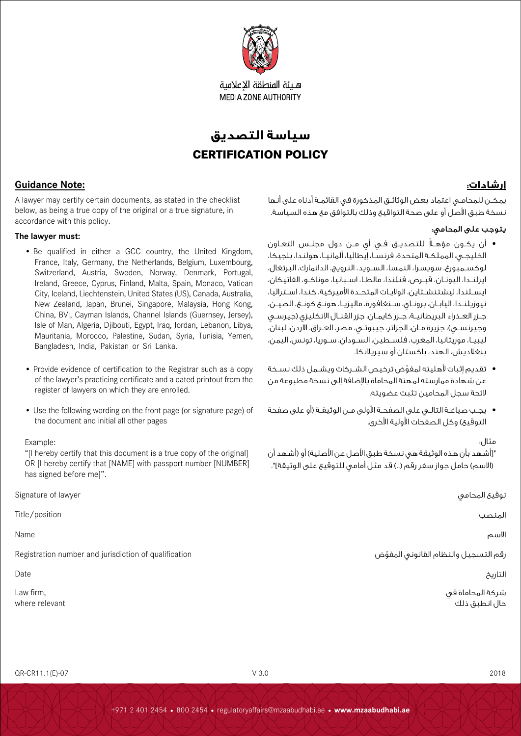هـيئة المنطقة الإعلامية
MEDIA ZONE AUTHORITY

# سياسة التصديق
# CERTIFICATION POLICY

## Guidance Note:

A lawyer may certify certain documents, as stated in the checklist below, as being a true copy of the original or a true signature, in accordance with this policy.

**The lawyer must:**

- Be qualified in either a GCC country, the United Kingdom, France, Italy, Germany, the Netherlands, Belgium, Luxembourg, Switzerland, Austria, Sweden, Norway, Denmark, Portugal, Ireland, Greece, Cyprus, Finland, Malta, Spain, Monaco, Vatican City, Iceland, Liechtenstein, United States (US), Canada, Australia, New Zealand, Japan, Brunei, Singapore, Malaysia, Hong Kong, China, BVI, Cayman Islands, Channel Islands (Guernsey, Jersey), Isle of Man, Algeria, Djibouti, Egypt, Iraq, Jordan, Lebanon, Libya, Mauritania, Morocco, Palestine, Sudan, Syria, Tunisia, Yemen, Bangladesh, India, Pakistan or Sri Lanka.
- Provide evidence of certification to the Registrar such as a copy of the lawyer's practicing certificate and a dated printout from the register of lawyers on which they are enrolled.
- Use the following wording on the front page (or signature page) of the document and initial all other pages

Example:

"[I hereby certify that this document is a true copy of the original] OR [I hereby certify that [NAME] with passport number [NUMBER] has signed before me]".

## إرشادات:

يمكـن للمحامـي اعتماد بعض الوثائـق المذكورة في القائمـة أدناه على أنها نسخة طبق الأصل أو على صحة التواقيع وذلك بالتوافق مع هذه السياسة.

**يتوجب على المحامي:**

- أن يكـون مؤهـلاً للتصديـق فـي أي مـن دول مجلـس التعـاون الخليجـي، المملكـة المتحدة، فرنسـا، إيطاليا، ألمانيـا، هولندا، بلجيكا، لوكسـمبورغ، سويسرا، النمسا، السـويد، النرويج، الدانمارك، البرتغال، ايرلنـدا، اليونـان، قبـرص، فنلندا، مالطـا، اسـبانيا، موناكـو، الفاتيكان، ايسـلندا، ليشتنشـتاين، الولايـات المتحـدة الأميركية، كندا، اسـتراليا، نيوزيلنـدا، اليابـان، برونـاي، سـنغافورة، ماليزيـا، هونـغ كونـغ، الصيـن، جـزر العـذراء البريطانيـة، جـزر كايمـان، جزر القنـال الانكليزي (جيرسـي وجيرنسـي)، جزيرة مـان، الجزائر، جيبوتـي، مصر، العـراق، الاردن، لبنان، ليبيـا، موريتانيا، المغرب، فلسـطين، السـودان، سـوريا، تونس، اليمن، بنغلاديش، الهند، باكستان أو سيريلانكا.
- تقديم إثبات لأهليته لمفوّض ترخيص الشـركات ويشـمل ذلك نسـخة عن شهادة ممارسته لمهنة المحاماة بالإضافة إلى نسخة مطبوعة من لائحة سجل المحامين تثبت عضويته.
- يجـب صياغـة التالـي على الصفحـة الأولى مـن الوثيقـة (أو على صفحة التوقيع) وكل الصفحات الأولية الأخرى.

مثال:

"[أشهد بأن هذه الوثيقة هي نسخة طبق الأصل عن الأصلية] أو [أشهد أن (الاسم) حامل جواز سفر رقم (..) قد مثل أمامي للتوقيع على الوثيقة]".

| | |
|---|---|
| Signature of lawyer | توقيع المحامي |
| Title/position | المنصب |
| Name | الاسم |
| Registration number and jurisdiction of qualification | رقم التسجيل والنظام القانوني المفوّض |
| Date | التاريخ |
| Law firm, where relevant | شركة المحاماة في حال انطبق ذلك |

QR-CR11.1(E)-07 V 3.0 2018

+971 2 401 2454 • 800 2454 • regulatoryaffairs@mzaabudhabi.ae • **www.mzaabudhabi.ae**